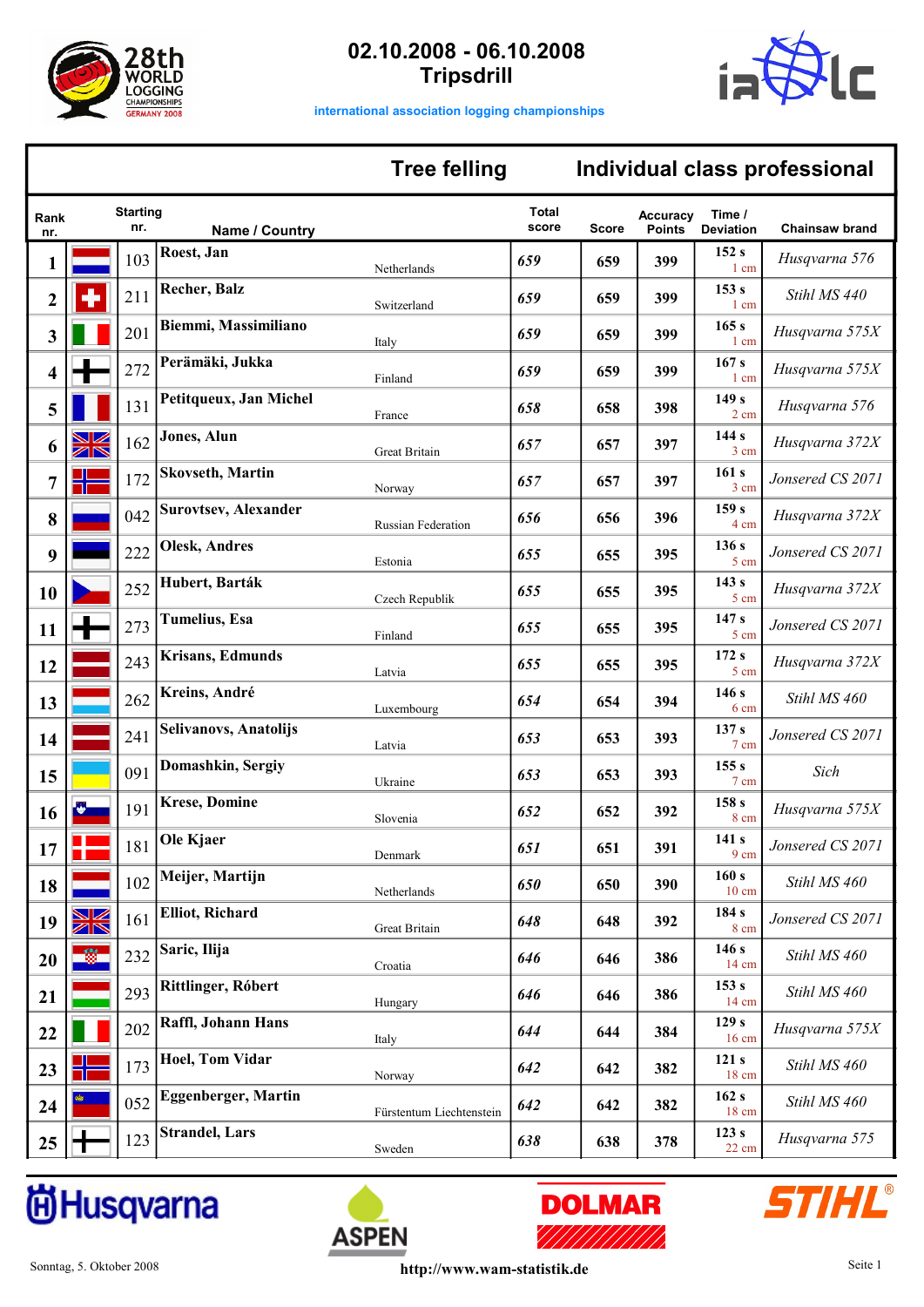# 02.10.2008 - 06.10.2008
# Tripsdrill

international association logging championships

## Tree felling — Individual class professional

| Rank nr. | Starting nr. | Name / Country | | Total score | Score | Accuracy Points | Time / Deviation | Chainsaw brand |
|---|---|---|---|---|---|---|---|---|
| 1 | 103 | Roest, Jan | Netherlands | 659 | 659 | 399 | 152 s 1 cm | Husqvarna 576 |
| 2 | 211 | Recher, Balz | Switzerland | 659 | 659 | 399 | 153 s 1 cm | Stihl MS 440 |
| 3 | 201 | Biemmi, Massimiliano | Italy | 659 | 659 | 399 | 165 s 1 cm | Husqvarna 575X |
| 4 | 272 | Perämäki, Jukka | Finland | 659 | 659 | 399 | 167 s 1 cm | Husqvarna 575X |
| 5 | 131 | Petitqueux, Jan Michel | France | 658 | 658 | 398 | 149 s 2 cm | Husqvarna 576 |
| 6 | 162 | Jones, Alun | Great Britain | 657 | 657 | 397 | 144 s 3 cm | Husqvarna 372X |
| 7 | 172 | Skovseth, Martin | Norway | 657 | 657 | 397 | 161 s 3 cm | Jonsered CS 2071 |
| 8 | 042 | Surovtsev, Alexander | Russian Federation | 656 | 656 | 396 | 159 s 4 cm | Husqvarna 372X |
| 9 | 222 | Olesk, Andres | Estonia | 655 | 655 | 395 | 136 s 5 cm | Jonsered CS 2071 |
| 10 | 252 | Hubert, Barták | Czech Republik | 655 | 655 | 395 | 143 s 5 cm | Husqvarna 372X |
| 11 | 273 | Tumelius, Esa | Finland | 655 | 655 | 395 | 147 s 5 cm | Jonsered CS 2071 |
| 12 | 243 | Krisans, Edmunds | Latvia | 655 | 655 | 395 | 172 s 5 cm | Husqvarna 372X |
| 13 | 262 | Kreins, André | Luxembourg | 654 | 654 | 394 | 146 s 6 cm | Stihl MS 460 |
| 14 | 241 | Selivanovs, Anatolijs | Latvia | 653 | 653 | 393 | 137 s 7 cm | Jonsered CS 2071 |
| 15 | 091 | Domashkin, Sergiy | Ukraine | 653 | 653 | 393 | 155 s 7 cm | Sich |
| 16 | 191 | Krese, Domine | Slovenia | 652 | 652 | 392 | 158 s 8 cm | Husqvarna 575X |
| 17 | 181 | Ole Kjaer | Denmark | 651 | 651 | 391 | 141 s 9 cm | Jonsered CS 2071 |
| 18 | 102 | Meijer, Martijn | Netherlands | 650 | 650 | 390 | 160 s 10 cm | Stihl MS 460 |
| 19 | 161 | Elliot, Richard | Great Britain | 648 | 648 | 392 | 184 s 8 cm | Jonsered CS 2071 |
| 20 | 232 | Saric, Ilija | Croatia | 646 | 646 | 386 | 146 s 14 cm | Stihl MS 460 |
| 21 | 293 | Rittlinger, Róbert | Hungary | 646 | 646 | 386 | 153 s 14 cm | Stihl MS 460 |
| 22 | 202 | Raffl, Johann Hans | Italy | 644 | 644 | 384 | 129 s 16 cm | Husqvarna 575X |
| 23 | 173 | Hoel, Tom Vidar | Norway | 642 | 642 | 382 | 121 s 18 cm | Stihl MS 460 |
| 24 | 052 | Eggenberger, Martin | Fürstentum Liechtenstein | 642 | 642 | 382 | 162 s 18 cm | Stihl MS 460 |
| 25 | 123 | Strandel, Lars | Sweden | 638 | 638 | 378 | 123 s 22 cm | Husqvarna 575 |

Husqvarna — ASPEN — DOLMAR — STIHL

Sonntag, 5. Oktober 2008 — http://www.wam-statistik.de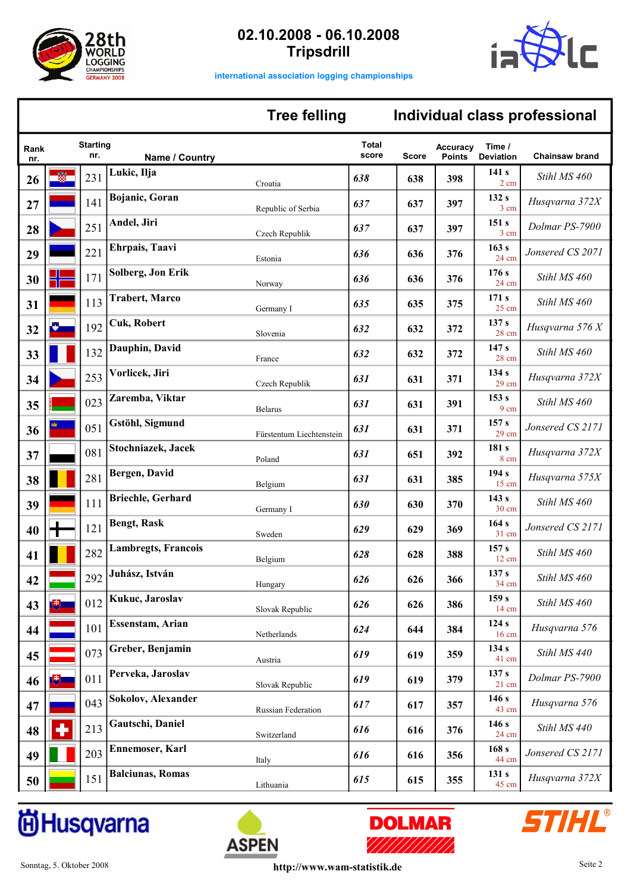# 02.10.2008 - 06.10.2008
# Tripsdrill

international association logging championships

## Tree felling — Individual class professional

| Rank nr. | Starting nr. | Name / Country | | Total score | Score | Accuracy Points | Time / Deviation | Chainsaw brand |
|---|---|---|---|---|---|---|---|---|
| 26 | 231 | Lukic, Ilja | Croatia | 638 | 638 | 398 | 141 s 2 cm | Stihl MS 460 |
| 27 | 141 | Bojanic, Goran | Republic of Serbia | 637 | 637 | 397 | 132 s 3 cm | Husqvarna 372X |
| 28 | 251 | Andel, Jiri | Czech Republik | 637 | 637 | 397 | 151 s 3 cm | Dolmar PS-7900 |
| 29 | 221 | Ehrpais, Taavi | Estonia | 636 | 636 | 376 | 163 s 24 cm | Jonsered CS 2071 |
| 30 | 171 | Solberg, Jon Erik | Norway | 636 | 636 | 376 | 176 s 24 cm | Stihl MS 460 |
| 31 | 113 | Trabert, Marco | Germany I | 635 | 635 | 375 | 171 s 25 cm | Stihl MS 460 |
| 32 | 192 | Cuk, Robert | Slovenia | 632 | 632 | 372 | 137 s 28 cm | Husqvarna 576 X |
| 33 | 132 | Dauphin, David | France | 632 | 632 | 372 | 147 s 28 cm | Stihl MS 460 |
| 34 | 253 | Vorlicek, Jiri | Czech Republik | 631 | 631 | 371 | 134 s 29 cm | Husqvarna 372X |
| 35 | 023 | Zaremba, Viktar | Belarus | 631 | 631 | 391 | 153 s 9 cm | Stihl MS 460 |
| 36 | 051 | Gstöhl, Sigmund | Fürstentum Liechtenstein | 631 | 631 | 371 | 157 s 29 cm | Jonsered CS 2171 |
| 37 | 081 | Stochniazek, Jacek | Poland | 631 | 651 | 392 | 181 s 8 cm | Husqvarna 372X |
| 38 | 281 | Bergen, David | Belgium | 631 | 631 | 385 | 194 s 15 cm | Husqvarna 575X |
| 39 | 111 | Briechle, Gerhard | Germany I | 630 | 630 | 370 | 143 s 30 cm | Stihl MS 460 |
| 40 | 121 | Bengt, Rask | Sweden | 629 | 629 | 369 | 164 s 31 cm | Jonsered CS 2171 |
| 41 | 282 | Lambregts, Francois | Belgium | 628 | 628 | 388 | 157 s 12 cm | Stihl MS 460 |
| 42 | 292 | Juhász, István | Hungary | 626 | 626 | 366 | 137 s 34 cm | Stihl MS 460 |
| 43 | 012 | Kukuc, Jaroslav | Slovak Republic | 626 | 626 | 386 | 159 s 14 cm | Stihl MS 460 |
| 44 | 101 | Essenstam, Arian | Netherlands | 624 | 644 | 384 | 124 s 16 cm | Husqvarna 576 |
| 45 | 073 | Greber, Benjamin | Austria | 619 | 619 | 359 | 134 s 41 cm | Stihl MS 440 |
| 46 | 011 | Perveka, Jaroslav | Slovak Republic | 619 | 619 | 379 | 137 s 21 cm | Dolmar PS-7900 |
| 47 | 043 | Sokolov, Alexander | Russian Federation | 617 | 617 | 357 | 146 s 43 cm | Husqvarna 576 |
| 48 | 213 | Gautschi, Daniel | Switzerland | 616 | 616 | 376 | 146 s 24 cm | Stihl MS 440 |
| 49 | 203 | Ennemoser, Karl | Italy | 616 | 616 | 356 | 168 s 44 cm | Jonsered CS 2171 |
| 50 | 151 | Balciunas, Romas | Lithuania | 615 | 615 | 355 | 131 s 45 cm | Husqvarna 372X |

Sonntag, 5. Oktober 2008 — http://www.wam-statistik.de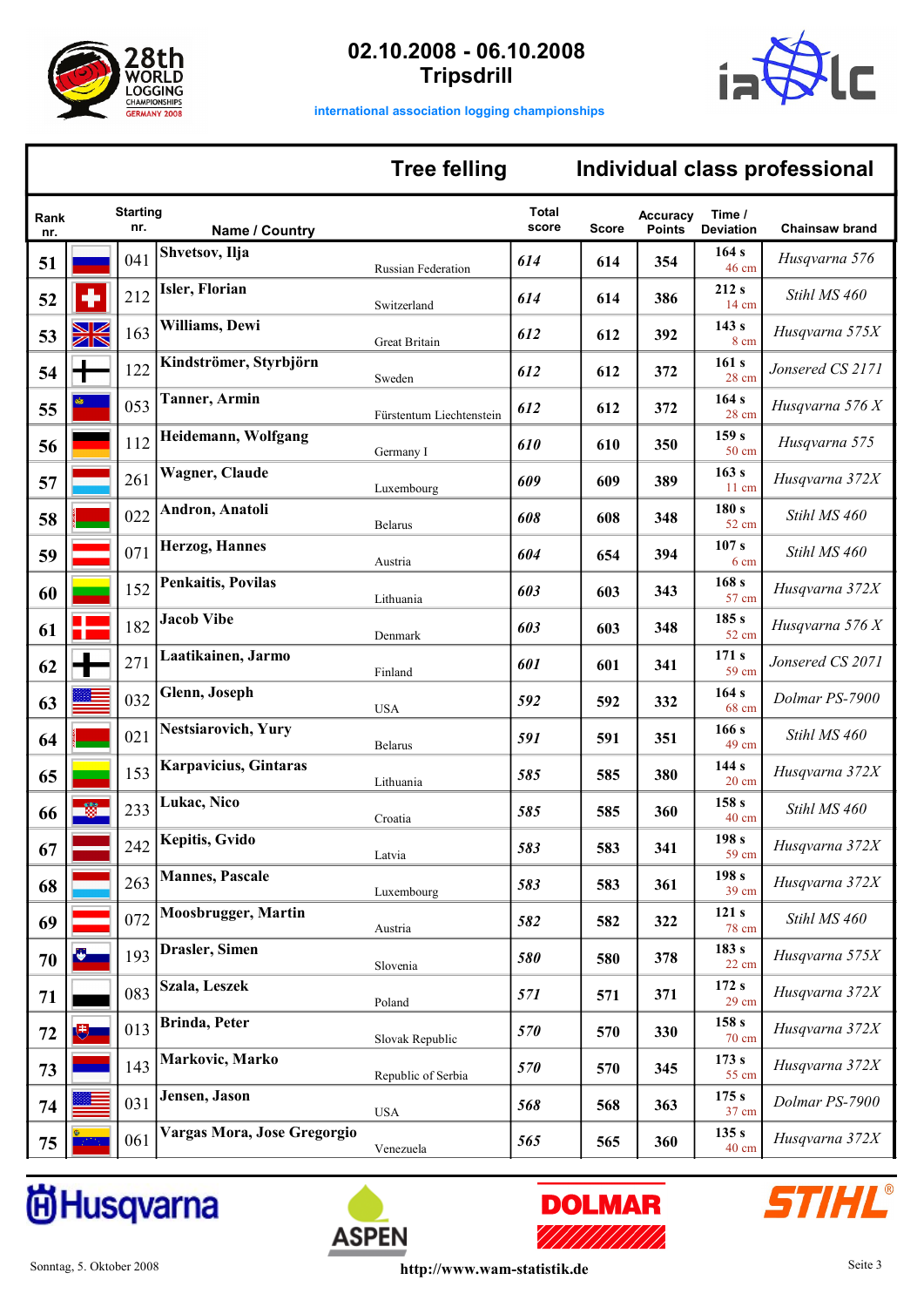# 02.10.2008 - 06.10.2008
# Tripsdrill

international association logging championships

## Tree felling — Individual class professional

| Rank nr. | Starting nr. | Name / Country | | Total score | Score | Accuracy Points | Time / Deviation | Chainsaw brand |
|---|---|---|---|---|---|---|---|---|
| 51 | 041 | Shvetsov, Ilja | Russian Federation | 614 | 614 | 354 | 164 s 46 cm | Husqvarna 576 |
| 52 | 212 | Isler, Florian | Switzerland | 614 | 614 | 386 | 212 s 14 cm | Stihl MS 460 |
| 53 | 163 | Williams, Dewi | Great Britain | 612 | 612 | 392 | 143 s 8 cm | Husqvarna 575X |
| 54 | 122 | Kindströmer, Styrbjörn | Sweden | 612 | 612 | 372 | 161 s 28 cm | Jonsered CS 2171 |
| 55 | 053 | Tanner, Armin | Fürstentum Liechtenstein | 612 | 612 | 372 | 164 s 28 cm | Husqvarna 576 X |
| 56 | 112 | Heidemann, Wolfgang | Germany I | 610 | 610 | 350 | 159 s 50 cm | Husqvarna 575 |
| 57 | 261 | Wagner, Claude | Luxembourg | 609 | 609 | 389 | 163 s 11 cm | Husqvarna 372X |
| 58 | 022 | Andron, Anatoli | Belarus | 608 | 608 | 348 | 180 s 52 cm | Stihl MS 460 |
| 59 | 071 | Herzog, Hannes | Austria | 604 | 654 | 394 | 107 s 6 cm | Stihl MS 460 |
| 60 | 152 | Penkaitis, Povilas | Lithuania | 603 | 603 | 343 | 168 s 57 cm | Husqvarna 372X |
| 61 | 182 | Jacob Vibe | Denmark | 603 | 603 | 348 | 185 s 52 cm | Husqvarna 576 X |
| 62 | 271 | Laatikainen, Jarmo | Finland | 601 | 601 | 341 | 171 s 59 cm | Jonsered CS 2071 |
| 63 | 032 | Glenn, Joseph | USA | 592 | 592 | 332 | 164 s 68 cm | Dolmar PS-7900 |
| 64 | 021 | Nestsiarovich, Yury | Belarus | 591 | 591 | 351 | 166 s 49 cm | Stihl MS 460 |
| 65 | 153 | Karpavicius, Gintaras | Lithuania | 585 | 585 | 380 | 144 s 20 cm | Husqvarna 372X |
| 66 | 233 | Lukac, Nico | Croatia | 585 | 585 | 360 | 158 s 40 cm | Stihl MS 460 |
| 67 | 242 | Kepitis, Gvido | Latvia | 583 | 583 | 341 | 198 s 59 cm | Husqvarna 372X |
| 68 | 263 | Mannes, Pascale | Luxembourg | 583 | 583 | 361 | 198 s 39 cm | Husqvarna 372X |
| 69 | 072 | Moosbrugger, Martin | Austria | 582 | 582 | 322 | 121 s 78 cm | Stihl MS 460 |
| 70 | 193 | Drasler, Simen | Slovenia | 580 | 580 | 378 | 183 s 22 cm | Husqvarna 575X |
| 71 | 083 | Szala, Leszek | Poland | 571 | 571 | 371 | 172 s 29 cm | Husqvarna 372X |
| 72 | 013 | Brinda, Peter | Slovak Republic | 570 | 570 | 330 | 158 s 70 cm | Husqvarna 372X |
| 73 | 143 | Markovic, Marko | Republic of Serbia | 570 | 570 | 345 | 173 s 55 cm | Husqvarna 372X |
| 74 | 031 | Jensen, Jason | USA | 568 | 568 | 363 | 175 s 37 cm | Dolmar PS-7900 |
| 75 | 061 | Vargas Mora, Jose Gregorgio | Venezuela | 565 | 565 | 360 | 135 s 40 cm | Husqvarna 372X |

Sonntag, 5. Oktober 2008

http://www.wam-statistik.de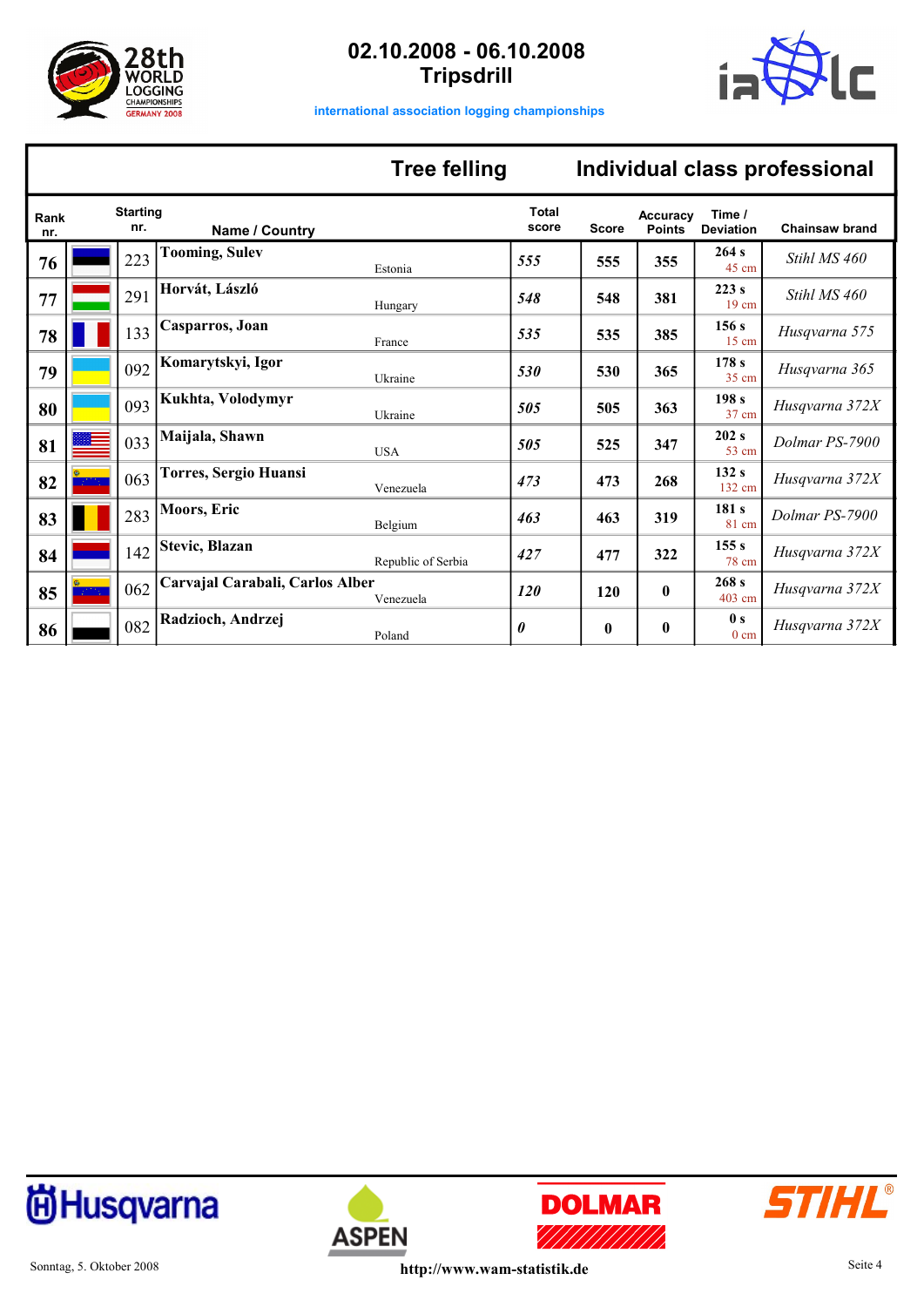**02.10.2008 - 06.10.2008**
**Tripsdrill**

international association logging championships

## Tree felling — Individual class professional

| Rank nr. | Starting nr. | Name / Country | Total score | Score | Accuracy Points | Time / Deviation | Chainsaw brand |
|---|---|---|---|---|---|---|---|
| 76 | 223 | **Tooming, Sulev** Estonia | *555* | 555 | 355 | 264 s 45 cm | *Stihl MS 460* |
| 77 | 291 | **Horvát, László** Hungary | *548* | 548 | 381 | 223 s 19 cm | *Stihl MS 460* |
| 78 | 133 | **Casparros, Joan** France | *535* | 535 | 385 | 156 s 15 cm | *Husqvarna 575* |
| 79 | 092 | **Komarytskyi, Igor** Ukraine | *530* | 530 | 365 | 178 s 35 cm | *Husqvarna 365* |
| 80 | 093 | **Kukhta, Volodymyr** Ukraine | *505* | 505 | 363 | 198 s 37 cm | *Husqvarna 372X* |
| 81 | 033 | **Maijala, Shawn** USA | *505* | 525 | 347 | 202 s 53 cm | *Dolmar PS-7900* |
| 82 | 063 | **Torres, Sergio Huansi** Venezuela | *473* | 473 | 268 | 132 s 132 cm | *Husqvarna 372X* |
| 83 | 283 | **Moors, Eric** Belgium | *463* | 463 | 319 | 181 s 81 cm | *Dolmar PS-7900* |
| 84 | 142 | **Stevic, Blazan** Republic of Serbia | *427* | 477 | 322 | 155 s 78 cm | *Husqvarna 372X* |
| 85 | 062 | **Carvajal Carabali, Carlos Alber** Venezuela | *120* | 120 | 0 | 268 s 403 cm | *Husqvarna 372X* |
| 86 | 082 | **Radzioch, Andrzej** Poland | *0* | 0 | 0 | 0 s 0 cm | *Husqvarna 372X* |

Sonntag, 5. Oktober 2008 http://www.wam-statistik.de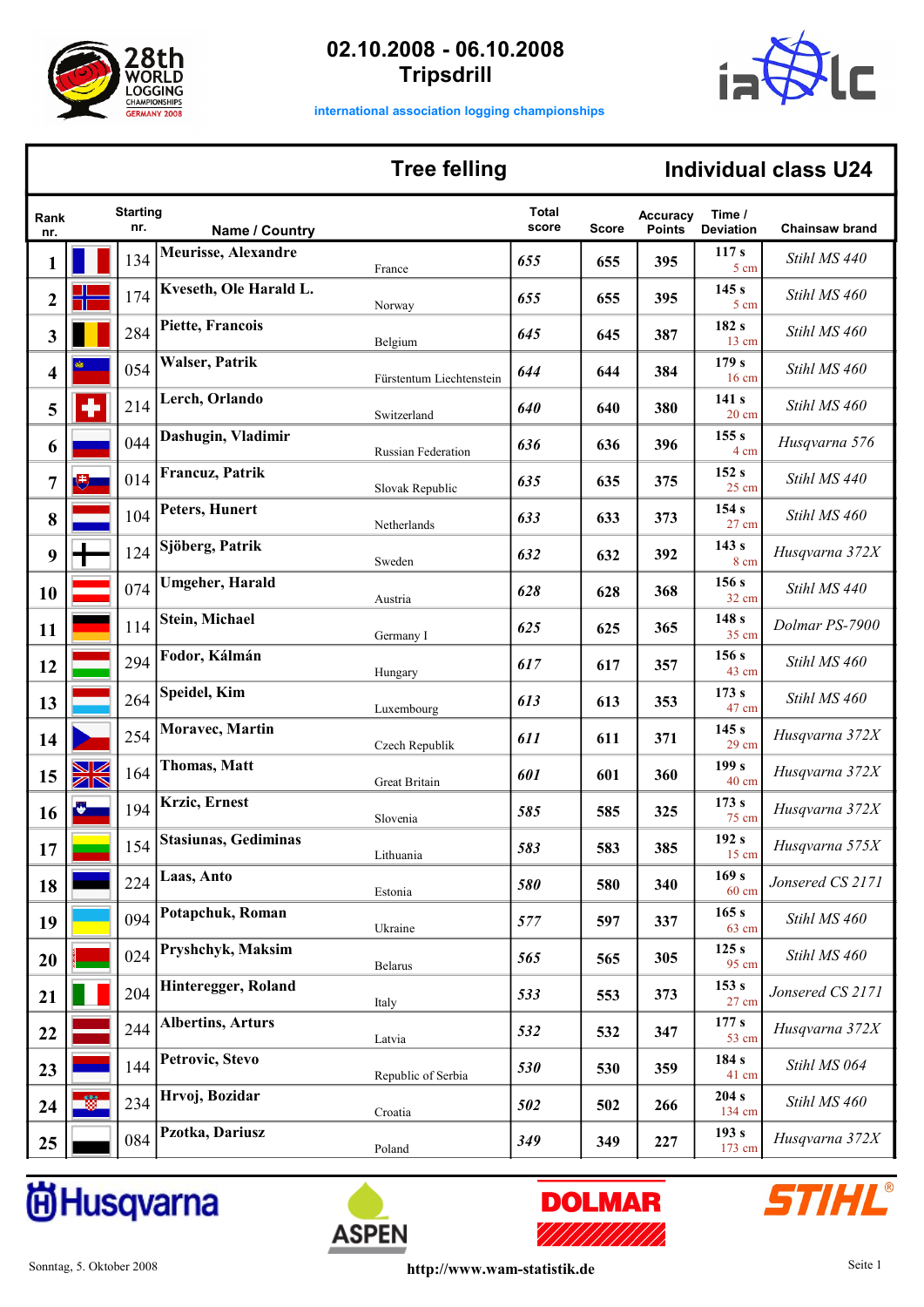**28th WORLD LOGGING CHAMPIONSHIPS GERMANY 2008**

**02.10.2008 - 06.10.2008**
**Tripsdrill**

international association logging championships

## Tree felling — Individual class U24

| Rank nr. | Starting nr. | Name / Country | | Total score | Score | Accuracy Points | Time / Deviation | Chainsaw brand |
|---|---|---|---|---|---|---|---|---|
| 1 | 134 | Meurisse, Alexandre | France | *655* | 655 | 395 | 117 s 5 cm | *Stihl MS 440* |
| 2 | 174 | Kveseth, Ole Harald L. | Norway | *655* | 655 | 395 | 145 s 5 cm | *Stihl MS 460* |
| 3 | 284 | Piette, Francois | Belgium | *645* | 645 | 387 | 182 s 13 cm | *Stihl MS 460* |
| 4 | 054 | Walser, Patrik | Fürstentum Liechtenstein | *644* | 644 | 384 | 179 s 16 cm | *Stihl MS 460* |
| 5 | 214 | Lerch, Orlando | Switzerland | *640* | 640 | 380 | 141 s 20 cm | *Stihl MS 460* |
| 6 | 044 | Dashugin, Vladimir | Russian Federation | *636* | 636 | 396 | 155 s 4 cm | *Husqvarna 576* |
| 7 | 014 | Francuz, Patrik | Slovak Republic | *635* | 635 | 375 | 152 s 25 cm | *Stihl MS 440* |
| 8 | 104 | Peters, Hunert | Netherlands | *633* | 633 | 373 | 154 s 27 cm | *Stihl MS 460* |
| 9 | 124 | Sjöberg, Patrik | Sweden | *632* | 632 | 392 | 143 s 8 cm | *Husqvarna 372X* |
| 10 | 074 | Umgeher, Harald | Austria | *628* | 628 | 368 | 156 s 32 cm | *Stihl MS 440* |
| 11 | 114 | Stein, Michael | Germany I | *625* | 625 | 365 | 148 s 35 cm | *Dolmar PS-7900* |
| 12 | 294 | Fodor, Kálmán | Hungary | *617* | 617 | 357 | 156 s 43 cm | *Stihl MS 460* |
| 13 | 264 | Speidel, Kim | Luxembourg | *613* | 613 | 353 | 173 s 47 cm | *Stihl MS 460* |
| 14 | 254 | Moravec, Martin | Czech Republik | *611* | 611 | 371 | 145 s 29 cm | *Husqvarna 372X* |
| 15 | 164 | Thomas, Matt | Great Britain | *601* | 601 | 360 | 199 s 40 cm | *Husqvarna 372X* |
| 16 | 194 | Krzic, Ernest | Slovenia | *585* | 585 | 325 | 173 s 75 cm | *Husqvarna 372X* |
| 17 | 154 | Stasiunas, Gediminas | Lithuania | *583* | 583 | 385 | 192 s 15 cm | *Husqvarna 575X* |
| 18 | 224 | Laas, Anto | Estonia | *580* | 580 | 340 | 169 s 60 cm | *Jonsered CS 2171* |
| 19 | 094 | Potapchuk, Roman | Ukraine | *577* | 597 | 337 | 165 s 63 cm | *Stihl MS 460* |
| 20 | 024 | Pryshchyk, Maksim | Belarus | *565* | 565 | 305 | 125 s 95 cm | *Stihl MS 460* |
| 21 | 204 | Hinteregger, Roland | Italy | *533* | 553 | 373 | 153 s 27 cm | *Jonsered CS 2171* |
| 22 | 244 | Albertins, Arturs | Latvia | *532* | 532 | 347 | 177 s 53 cm | *Husqvarna 372X* |
| 23 | 144 | Petrovic, Stevo | Republic of Serbia | *530* | 530 | 359 | 184 s 41 cm | *Stihl MS 064* |
| 24 | 234 | Hrvoj, Bozidar | Croatia | *502* | 502 | 266 | 204 s 134 cm | *Stihl MS 460* |
| 25 | 084 | Pzotka, Dariusz | Poland | *349* | 349 | 227 | 193 s 173 cm | *Husqvarna 372X* |

Husqvarna ASPEN DOLMAR STIHL

Sonntag, 5. Oktober 2008 http://www.wam-statistik.de